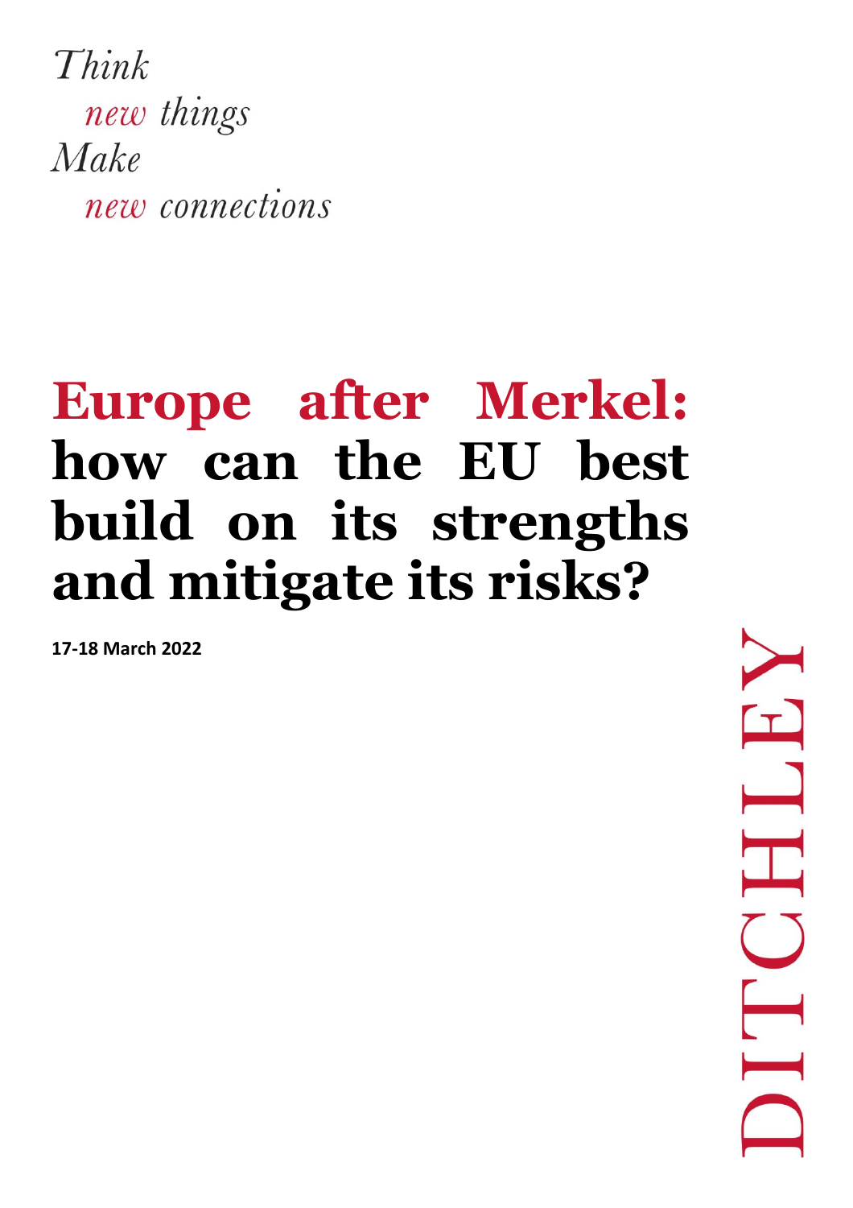*Think*
*new things*
*Make*
*new connections*

# Europe after Merkel: how can the EU best build on its strengths and mitigate its risks?

**17-18 March 2022**

DITCHLEY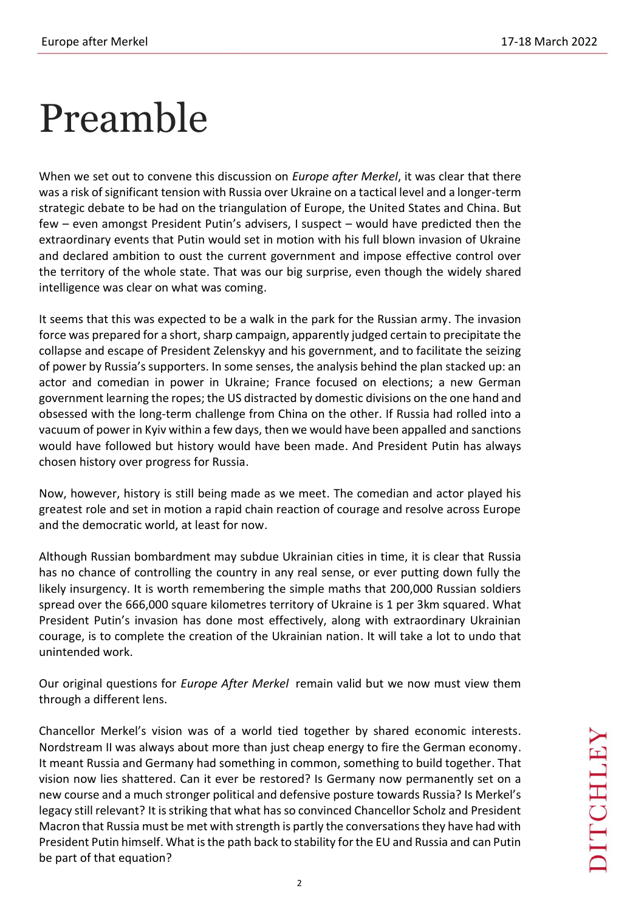# Preamble

When we set out to convene this discussion on *Europe after Merkel*, it was clear that there was a risk of significant tension with Russia over Ukraine on a tactical level and a longer-term strategic debate to be had on the triangulation of Europe, the United States and China. But few – even amongst President Putin's advisers, I suspect – would have predicted then the extraordinary events that Putin would set in motion with his full blown invasion of Ukraine and declared ambition to oust the current government and impose effective control over the territory of the whole state. That was our big surprise, even though the widely shared intelligence was clear on what was coming.

It seems that this was expected to be a walk in the park for the Russian army. The invasion force was prepared for a short, sharp campaign, apparently judged certain to precipitate the collapse and escape of President Zelenskyy and his government, and to facilitate the seizing of power by Russia's supporters. In some senses, the analysis behind the plan stacked up: an actor and comedian in power in Ukraine; France focused on elections; a new German government learning the ropes; the US distracted by domestic divisions on the one hand and obsessed with the long-term challenge from China on the other. If Russia had rolled into a vacuum of power in Kyiv within a few days, then we would have been appalled and sanctions would have followed but history would have been made. And President Putin has always chosen history over progress for Russia.

Now, however, history is still being made as we meet. The comedian and actor played his greatest role and set in motion a rapid chain reaction of courage and resolve across Europe and the democratic world, at least for now.

Although Russian bombardment may subdue Ukrainian cities in time, it is clear that Russia has no chance of controlling the country in any real sense, or ever putting down fully the likely insurgency. It is worth remembering the simple maths that 200,000 Russian soldiers spread over the 666,000 square kilometres territory of Ukraine is 1 per 3km squared. What President Putin's invasion has done most effectively, along with extraordinary Ukrainian courage, is to complete the creation of the Ukrainian nation. It will take a lot to undo that unintended work.

Our original questions for *Europe After Merkel* remain valid but we now must view them through a different lens.

Chancellor Merkel's vision was of a world tied together by shared economic interests. Nordstream II was always about more than just cheap energy to fire the German economy. It meant Russia and Germany had something in common, something to build together. That vision now lies shattered. Can it ever be restored? Is Germany now permanently set on a new course and a much stronger political and defensive posture towards Russia? Is Merkel's legacy still relevant? It is striking that what has so convinced Chancellor Scholz and President Macron that Russia must be met with strength is partly the conversations they have had with President Putin himself. What is the path back to stability for the EU and Russia and can Putin be part of that equation?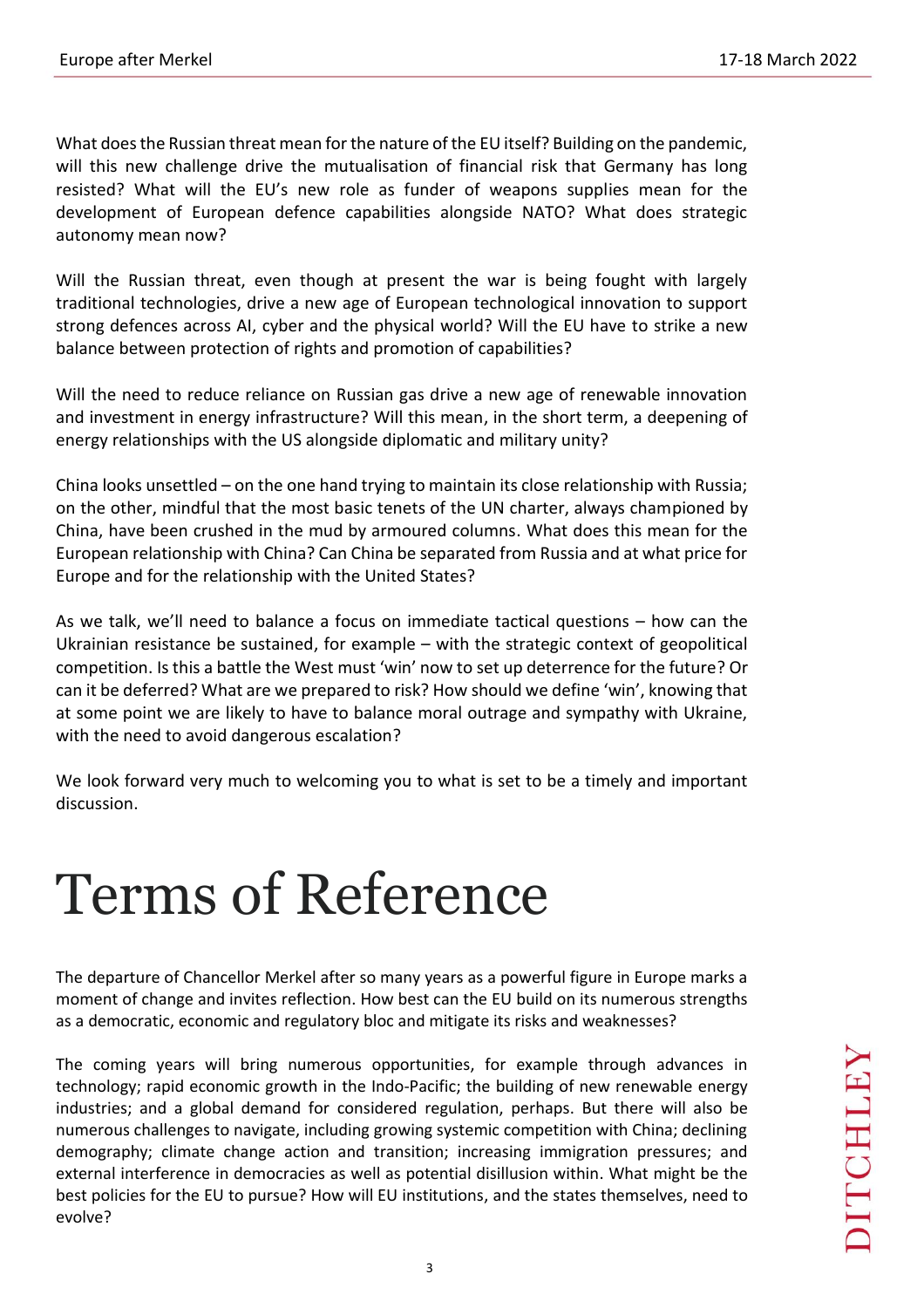What does the Russian threat mean for the nature of the EU itself? Building on the pandemic, will this new challenge drive the mutualisation of financial risk that Germany has long resisted? What will the EU's new role as funder of weapons supplies mean for the development of European defence capabilities alongside NATO? What does strategic autonomy mean now?

Will the Russian threat, even though at present the war is being fought with largely traditional technologies, drive a new age of European technological innovation to support strong defences across AI, cyber and the physical world? Will the EU have to strike a new balance between protection of rights and promotion of capabilities?

Will the need to reduce reliance on Russian gas drive a new age of renewable innovation and investment in energy infrastructure? Will this mean, in the short term, a deepening of energy relationships with the US alongside diplomatic and military unity?

China looks unsettled – on the one hand trying to maintain its close relationship with Russia; on the other, mindful that the most basic tenets of the UN charter, always championed by China, have been crushed in the mud by armoured columns. What does this mean for the European relationship with China? Can China be separated from Russia and at what price for Europe and for the relationship with the United States?

As we talk, we'll need to balance a focus on immediate tactical questions – how can the Ukrainian resistance be sustained, for example – with the strategic context of geopolitical competition. Is this a battle the West must 'win' now to set up deterrence for the future? Or can it be deferred? What are we prepared to risk? How should we define 'win', knowing that at some point we are likely to have to balance moral outrage and sympathy with Ukraine, with the need to avoid dangerous escalation?

We look forward very much to welcoming you to what is set to be a timely and important discussion.

# Terms of Reference

The departure of Chancellor Merkel after so many years as a powerful figure in Europe marks a moment of change and invites reflection. How best can the EU build on its numerous strengths as a democratic, economic and regulatory bloc and mitigate its risks and weaknesses?

The coming years will bring numerous opportunities, for example through advances in technology; rapid economic growth in the Indo-Pacific; the building of new renewable energy industries; and a global demand for considered regulation, perhaps. But there will also be numerous challenges to navigate, including growing systemic competition with China; declining demography; climate change action and transition; increasing immigration pressures; and external interference in democracies as well as potential disillusion within. What might be the best policies for the EU to pursue? How will EU institutions, and the states themselves, need to evolve?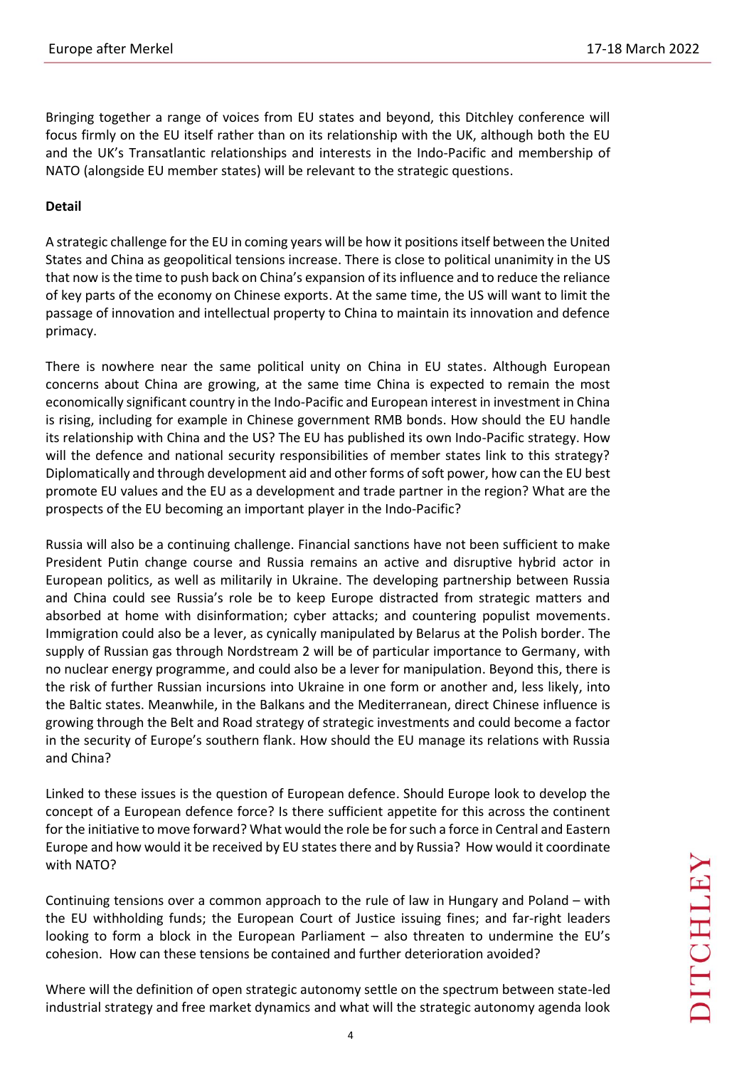Bringing together a range of voices from EU states and beyond, this Ditchley conference will focus firmly on the EU itself rather than on its relationship with the UK, although both the EU and the UK's Transatlantic relationships and interests in the Indo-Pacific and membership of NATO (alongside EU member states) will be relevant to the strategic questions.

**Detail**

A strategic challenge for the EU in coming years will be how it positions itself between the United States and China as geopolitical tensions increase. There is close to political unanimity in the US that now is the time to push back on China's expansion of its influence and to reduce the reliance of key parts of the economy on Chinese exports. At the same time, the US will want to limit the passage of innovation and intellectual property to China to maintain its innovation and defence primacy.

There is nowhere near the same political unity on China in EU states. Although European concerns about China are growing, at the same time China is expected to remain the most economically significant country in the Indo-Pacific and European interest in investment in China is rising, including for example in Chinese government RMB bonds. How should the EU handle its relationship with China and the US? The EU has published its own Indo-Pacific strategy. How will the defence and national security responsibilities of member states link to this strategy? Diplomatically and through development aid and other forms of soft power, how can the EU best promote EU values and the EU as a development and trade partner in the region? What are the prospects of the EU becoming an important player in the Indo-Pacific?

Russia will also be a continuing challenge. Financial sanctions have not been sufficient to make President Putin change course and Russia remains an active and disruptive hybrid actor in European politics, as well as militarily in Ukraine. The developing partnership between Russia and China could see Russia's role be to keep Europe distracted from strategic matters and absorbed at home with disinformation; cyber attacks; and countering populist movements. Immigration could also be a lever, as cynically manipulated by Belarus at the Polish border. The supply of Russian gas through Nordstream 2 will be of particular importance to Germany, with no nuclear energy programme, and could also be a lever for manipulation. Beyond this, there is the risk of further Russian incursions into Ukraine in one form or another and, less likely, into the Baltic states. Meanwhile, in the Balkans and the Mediterranean, direct Chinese influence is growing through the Belt and Road strategy of strategic investments and could become a factor in the security of Europe's southern flank. How should the EU manage its relations with Russia and China?

Linked to these issues is the question of European defence. Should Europe look to develop the concept of a European defence force? Is there sufficient appetite for this across the continent for the initiative to move forward? What would the role be for such a force in Central and Eastern Europe and how would it be received by EU states there and by Russia? How would it coordinate with NATO?

Continuing tensions over a common approach to the rule of law in Hungary and Poland – with the EU withholding funds; the European Court of Justice issuing fines; and far-right leaders looking to form a block in the European Parliament – also threaten to undermine the EU's cohesion. How can these tensions be contained and further deterioration avoided?

Where will the definition of open strategic autonomy settle on the spectrum between state-led industrial strategy and free market dynamics and what will the strategic autonomy agenda look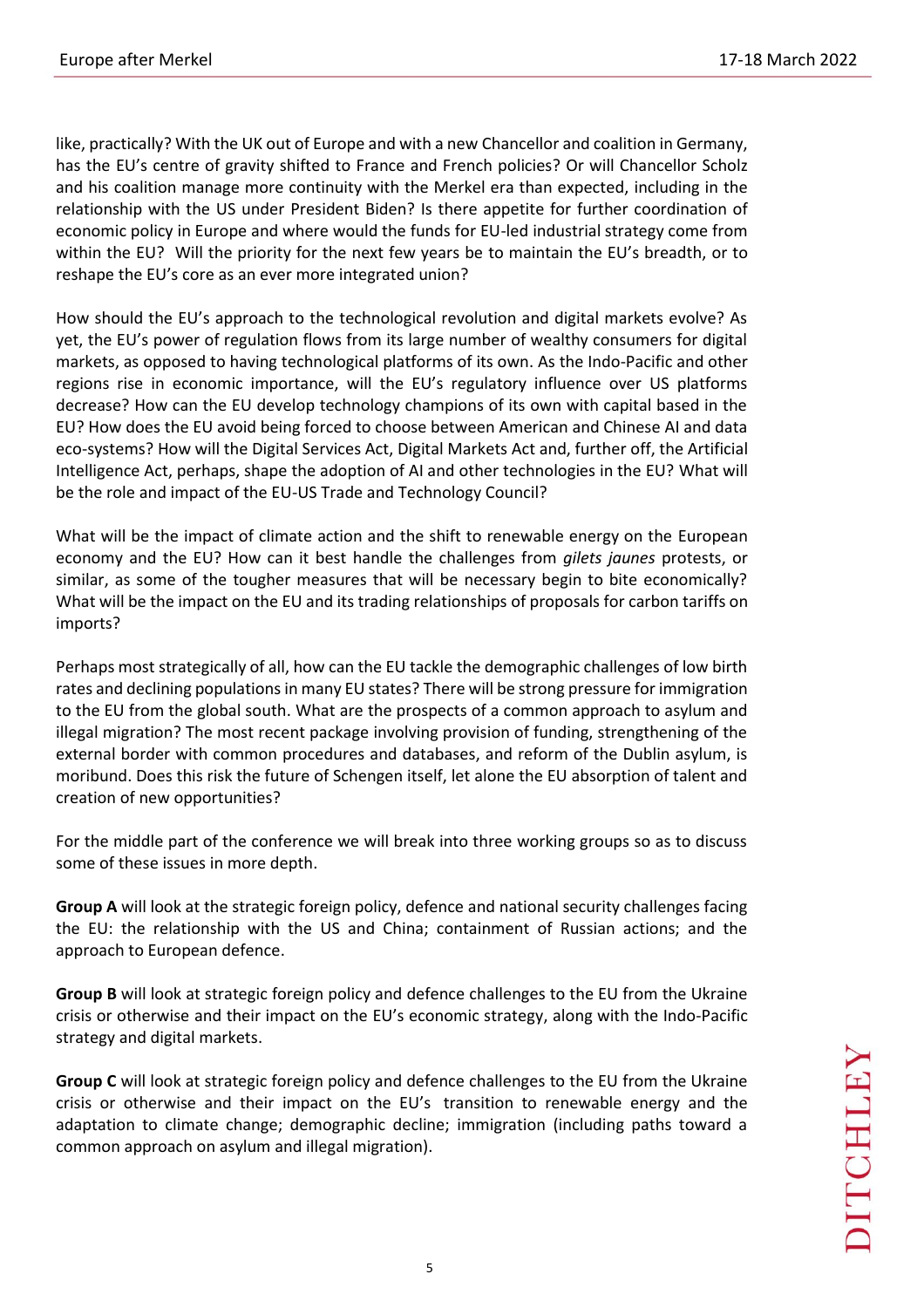like, practically? With the UK out of Europe and with a new Chancellor and coalition in Germany, has the EU's centre of gravity shifted to France and French policies? Or will Chancellor Scholz and his coalition manage more continuity with the Merkel era than expected, including in the relationship with the US under President Biden? Is there appetite for further coordination of economic policy in Europe and where would the funds for EU-led industrial strategy come from within the EU? Will the priority for the next few years be to maintain the EU's breadth, or to reshape the EU's core as an ever more integrated union?

How should the EU's approach to the technological revolution and digital markets evolve? As yet, the EU's power of regulation flows from its large number of wealthy consumers for digital markets, as opposed to having technological platforms of its own. As the Indo-Pacific and other regions rise in economic importance, will the EU's regulatory influence over US platforms decrease? How can the EU develop technology champions of its own with capital based in the EU? How does the EU avoid being forced to choose between American and Chinese AI and data eco-systems? How will the Digital Services Act, Digital Markets Act and, further off, the Artificial Intelligence Act, perhaps, shape the adoption of AI and other technologies in the EU? What will be the role and impact of the EU-US Trade and Technology Council?

What will be the impact of climate action and the shift to renewable energy on the European economy and the EU? How can it best handle the challenges from *gilets jaunes* protests, or similar, as some of the tougher measures that will be necessary begin to bite economically? What will be the impact on the EU and its trading relationships of proposals for carbon tariffs on imports?

Perhaps most strategically of all, how can the EU tackle the demographic challenges of low birth rates and declining populations in many EU states? There will be strong pressure for immigration to the EU from the global south. What are the prospects of a common approach to asylum and illegal migration? The most recent package involving provision of funding, strengthening of the external border with common procedures and databases, and reform of the Dublin asylum, is moribund. Does this risk the future of Schengen itself, let alone the EU absorption of talent and creation of new opportunities?

For the middle part of the conference we will break into three working groups so as to discuss some of these issues in more depth.

**Group A** will look at the strategic foreign policy, defence and national security challenges facing the EU: the relationship with the US and China; containment of Russian actions; and the approach to European defence.

**Group B** will look at strategic foreign policy and defence challenges to the EU from the Ukraine crisis or otherwise and their impact on the EU's economic strategy, along with the Indo-Pacific strategy and digital markets.

**Group C** will look at strategic foreign policy and defence challenges to the EU from the Ukraine crisis or otherwise and their impact on the EU's transition to renewable energy and the adaptation to climate change; demographic decline; immigration (including paths toward a common approach on asylum and illegal migration).